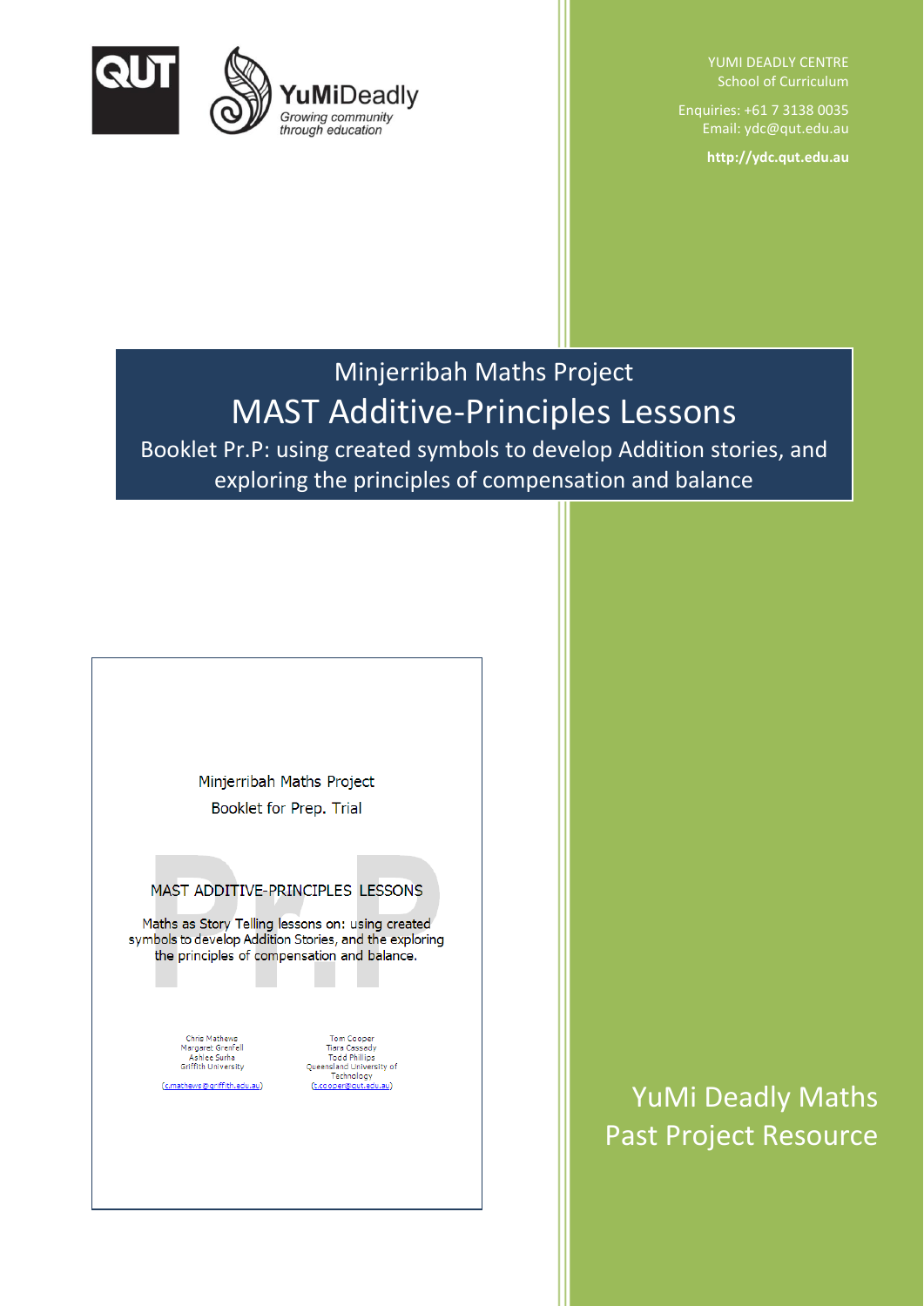YUMI DEADLY CENTRE
School of Curriculum

Enquiries: +61 7 3138 0035
Email: ydc@qut.edu.au

**http://ydc.qut.edu.au**

# Minjerribah Maths Project

# MAST Additive-Principles Lessons

## Booklet Pr.P: using created symbols to develop Addition stories, and exploring the principles of compensation and balance

Minjerribah Maths Project
Booklet for Prep. Trial

MAST ADDITIVE-PRINCIPLES LESSONS

Maths as Story Telling lessons on: using created symbols to develop Addition Stories, and the exploring the principles of compensation and balance.

Chris Mathews
Margaret Grenfell
Ashlee Surha
Griffith University
(c.mathews@griffith.edu.au)

Tom Cooper
Tiara Cassady
Todd Phillips
Queensland University of Technology
(t.cooper@qut.edu.au)

YuMi Deadly Maths
Past Project Resource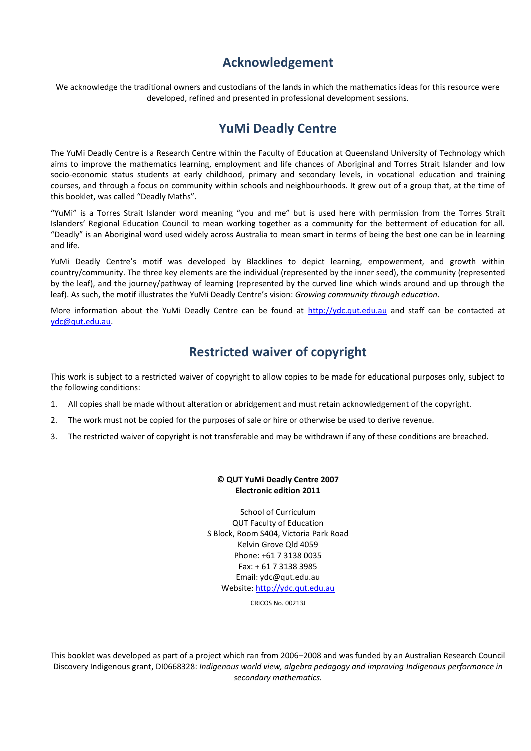## Acknowledgement

We acknowledge the traditional owners and custodians of the lands in which the mathematics ideas for this resource were developed, refined and presented in professional development sessions.

## YuMi Deadly Centre

The YuMi Deadly Centre is a Research Centre within the Faculty of Education at Queensland University of Technology which aims to improve the mathematics learning, employment and life chances of Aboriginal and Torres Strait Islander and low socio-economic status students at early childhood, primary and secondary levels, in vocational education and training courses, and through a focus on community within schools and neighbourhoods. It grew out of a group that, at the time of this booklet, was called "Deadly Maths".

"YuMi" is a Torres Strait Islander word meaning "you and me" but is used here with permission from the Torres Strait Islanders' Regional Education Council to mean working together as a community for the betterment of education for all. "Deadly" is an Aboriginal word used widely across Australia to mean smart in terms of being the best one can be in learning and life.

YuMi Deadly Centre's motif was developed by Blacklines to depict learning, empowerment, and growth within country/community. The three key elements are the individual (represented by the inner seed), the community (represented by the leaf), and the journey/pathway of learning (represented by the curved line which winds around and up through the leaf). As such, the motif illustrates the YuMi Deadly Centre's vision: *Growing community through education*.

More information about the YuMi Deadly Centre can be found at http://ydc.qut.edu.au and staff can be contacted at ydc@qut.edu.au.

## Restricted waiver of copyright

This work is subject to a restricted waiver of copyright to allow copies to be made for educational purposes only, subject to the following conditions:

1. All copies shall be made without alteration or abridgement and must retain acknowledgement of the copyright.
2. The work must not be copied for the purposes of sale or hire or otherwise be used to derive revenue.
3. The restricted waiver of copyright is not transferable and may be withdrawn if any of these conditions are breached.

**© QUT YuMi Deadly Centre 2007**
**Electronic edition 2011**

School of Curriculum
QUT Faculty of Education
S Block, Room S404, Victoria Park Road
Kelvin Grove Qld 4059
Phone: +61 7 3138 0035
Fax: + 61 7 3138 3985
Email: ydc@qut.edu.au
Website: http://ydc.qut.edu.au

CRICOS No. 00213J

This booklet was developed as part of a project which ran from 2006–2008 and was funded by an Australian Research Council Discovery Indigenous grant, DI0668328: *Indigenous world view, algebra pedagogy and improving Indigenous performance in secondary mathematics.*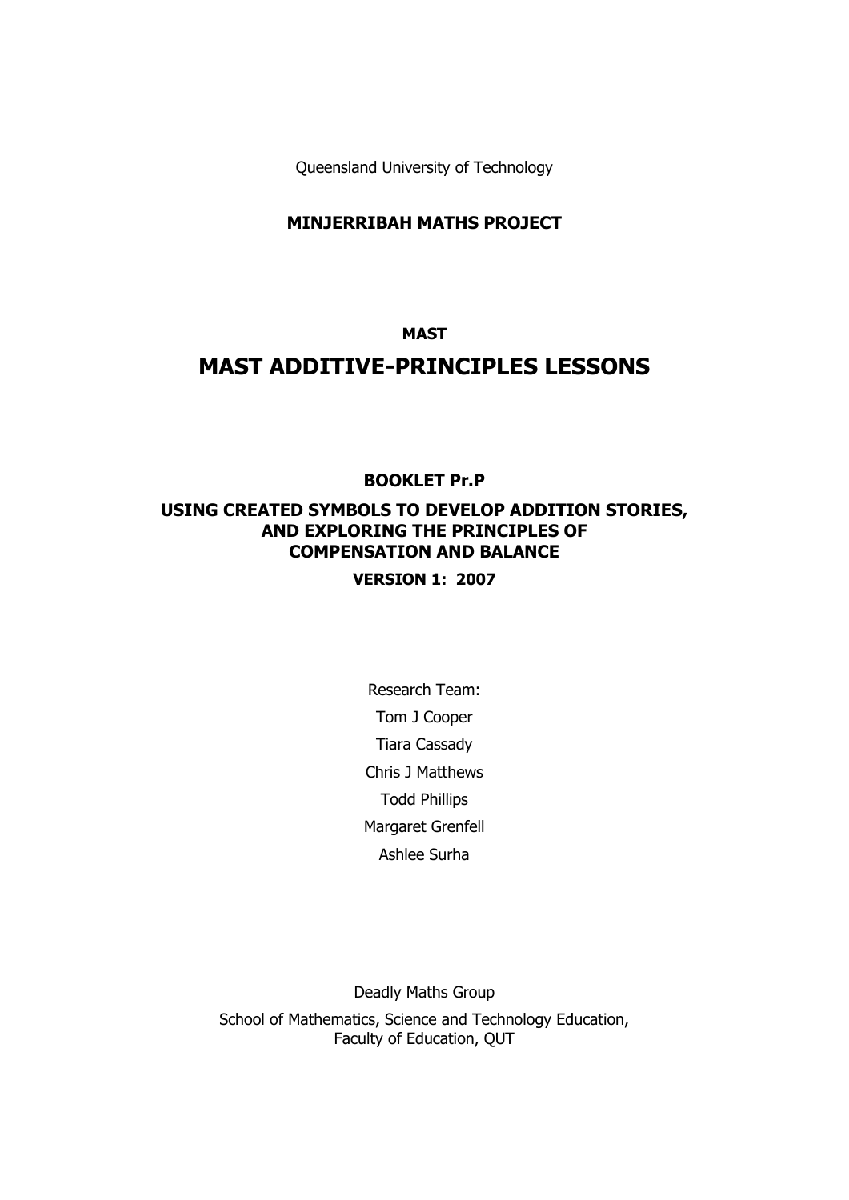Queensland University of Technology

**MINJERRIBAH MATHS PROJECT**

**MAST**

# MAST ADDITIVE-PRINCIPLES LESSONS

## BOOKLET Pr.P

## USING CREATED SYMBOLS TO DEVELOP ADDITION STORIES, AND EXPLORING THE PRINCIPLES OF COMPENSATION AND BALANCE

**VERSION 1: 2007**

Research Team:

Tom J Cooper

Tiara Cassady

Chris J Matthews

Todd Phillips

Margaret Grenfell

Ashlee Surha

Deadly Maths Group

School of Mathematics, Science and Technology Education, Faculty of Education, QUT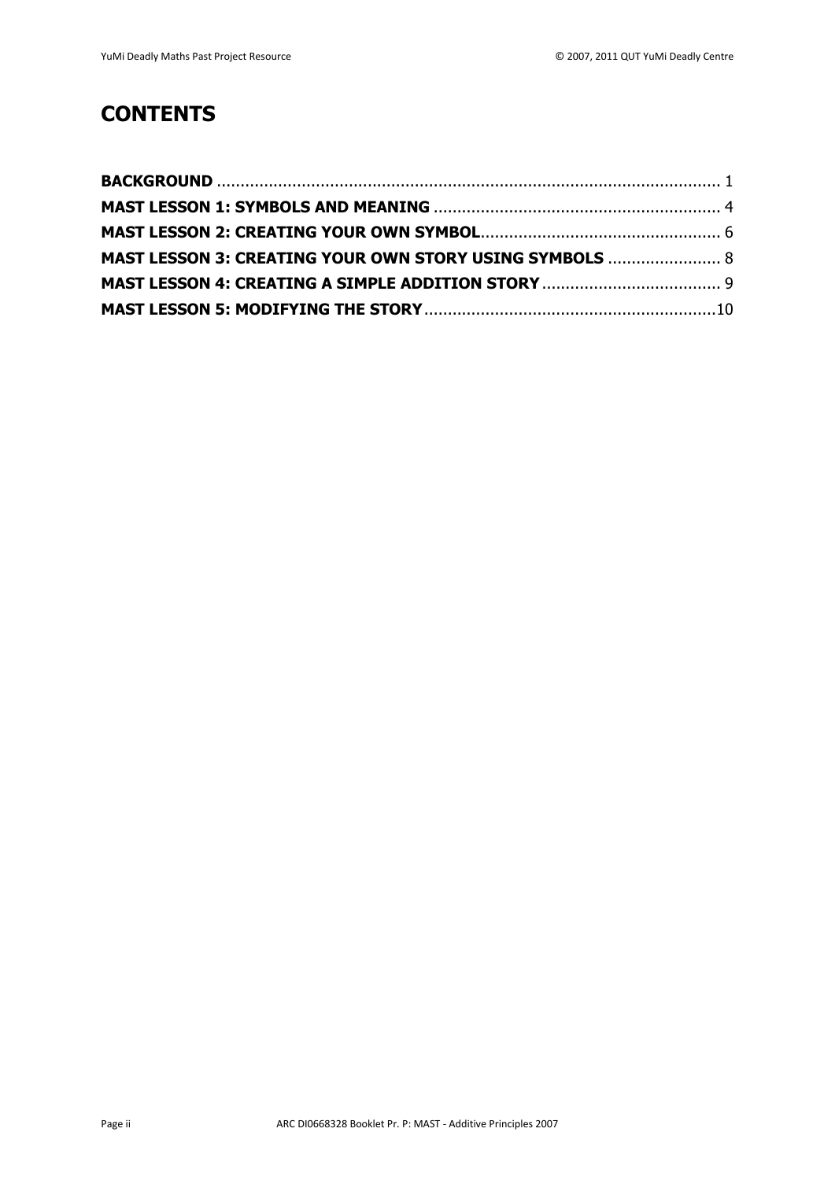# CONTENTS

**BACKGROUND** .......................................................................................................... 1

**MAST LESSON 1: SYMBOLS AND MEANING** ............................................................ 4

**MAST LESSON 2: CREATING YOUR OWN SYMBOL** .................................................. 6

**MAST LESSON 3: CREATING YOUR OWN STORY USING SYMBOLS** ........................ 8

**MAST LESSON 4: CREATING A SIMPLE ADDITION STORY** ...................................... 9

**MAST LESSON 5: MODIFYING THE STORY** .............................................................10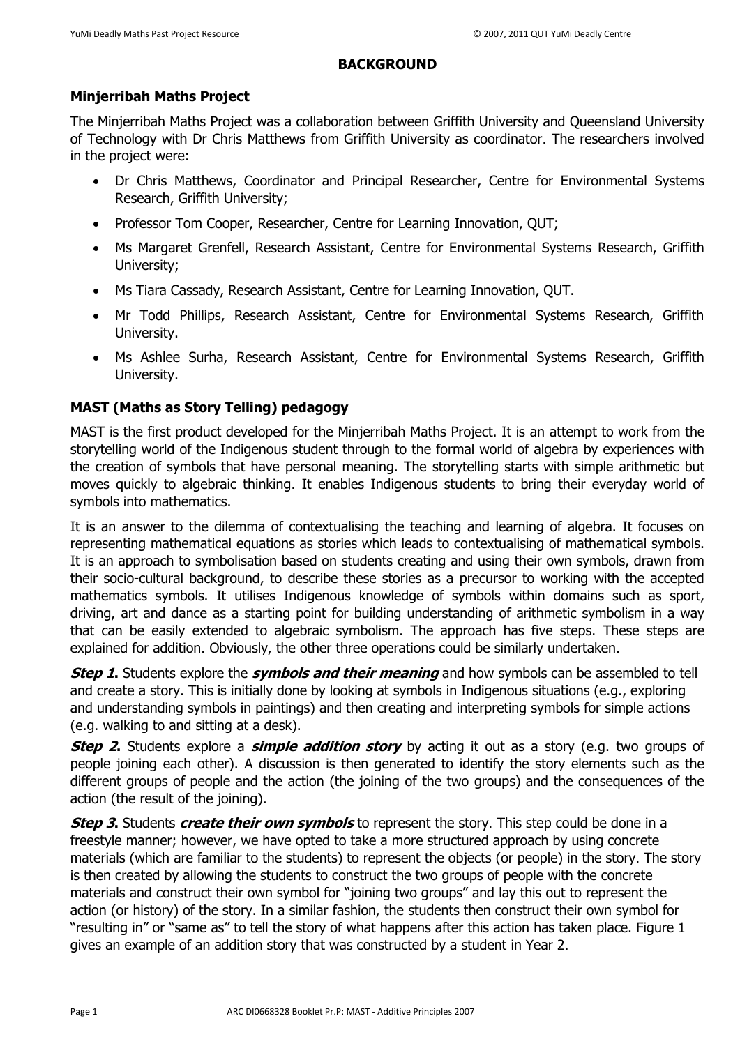# BACKGROUND

## Minjerribah Maths Project

The Minjerribah Maths Project was a collaboration between Griffith University and Queensland University of Technology with Dr Chris Matthews from Griffith University as coordinator. The researchers involved in the project were:

- Dr Chris Matthews, Coordinator and Principal Researcher, Centre for Environmental Systems Research, Griffith University;
- Professor Tom Cooper, Researcher, Centre for Learning Innovation, QUT;
- Ms Margaret Grenfell, Research Assistant, Centre for Environmental Systems Research, Griffith University;
- Ms Tiara Cassady, Research Assistant, Centre for Learning Innovation, QUT.
- Mr Todd Phillips, Research Assistant, Centre for Environmental Systems Research, Griffith University.
- Ms Ashlee Surha, Research Assistant, Centre for Environmental Systems Research, Griffith University.

## MAST (Maths as Story Telling) pedagogy

MAST is the first product developed for the Minjerribah Maths Project. It is an attempt to work from the storytelling world of the Indigenous student through to the formal world of algebra by experiences with the creation of symbols that have personal meaning. The storytelling starts with simple arithmetic but moves quickly to algebraic thinking. It enables Indigenous students to bring their everyday world of symbols into mathematics.

It is an answer to the dilemma of contextualising the teaching and learning of algebra. It focuses on representing mathematical equations as stories which leads to contextualising of mathematical symbols. It is an approach to symbolisation based on students creating and using their own symbols, drawn from their socio-cultural background, to describe these stories as a precursor to working with the accepted mathematics symbols. It utilises Indigenous knowledge of symbols within domains such as sport, driving, art and dance as a starting point for building understanding of arithmetic symbolism in a way that can be easily extended to algebraic symbolism. The approach has five steps. These steps are explained for addition. Obviously, the other three operations could be similarly undertaken.

***Step 1.*** Students explore the ***symbols and their meaning*** and how symbols can be assembled to tell and create a story. This is initially done by looking at symbols in Indigenous situations (e.g., exploring and understanding symbols in paintings) and then creating and interpreting symbols for simple actions (e.g. walking to and sitting at a desk).

***Step 2.*** Students explore a ***simple addition story*** by acting it out as a story (e.g. two groups of people joining each other). A discussion is then generated to identify the story elements such as the different groups of people and the action (the joining of the two groups) and the consequences of the action (the result of the joining).

***Step 3.*** Students ***create their own symbols*** to represent the story. This step could be done in a freestyle manner; however, we have opted to take a more structured approach by using concrete materials (which are familiar to the students) to represent the objects (or people) in the story. The story is then created by allowing the students to construct the two groups of people with the concrete materials and construct their own symbol for "joining two groups" and lay this out to represent the action (or history) of the story. In a similar fashion, the students then construct their own symbol for "resulting in" or "same as" to tell the story of what happens after this action has taken place. Figure 1 gives an example of an addition story that was constructed by a student in Year 2.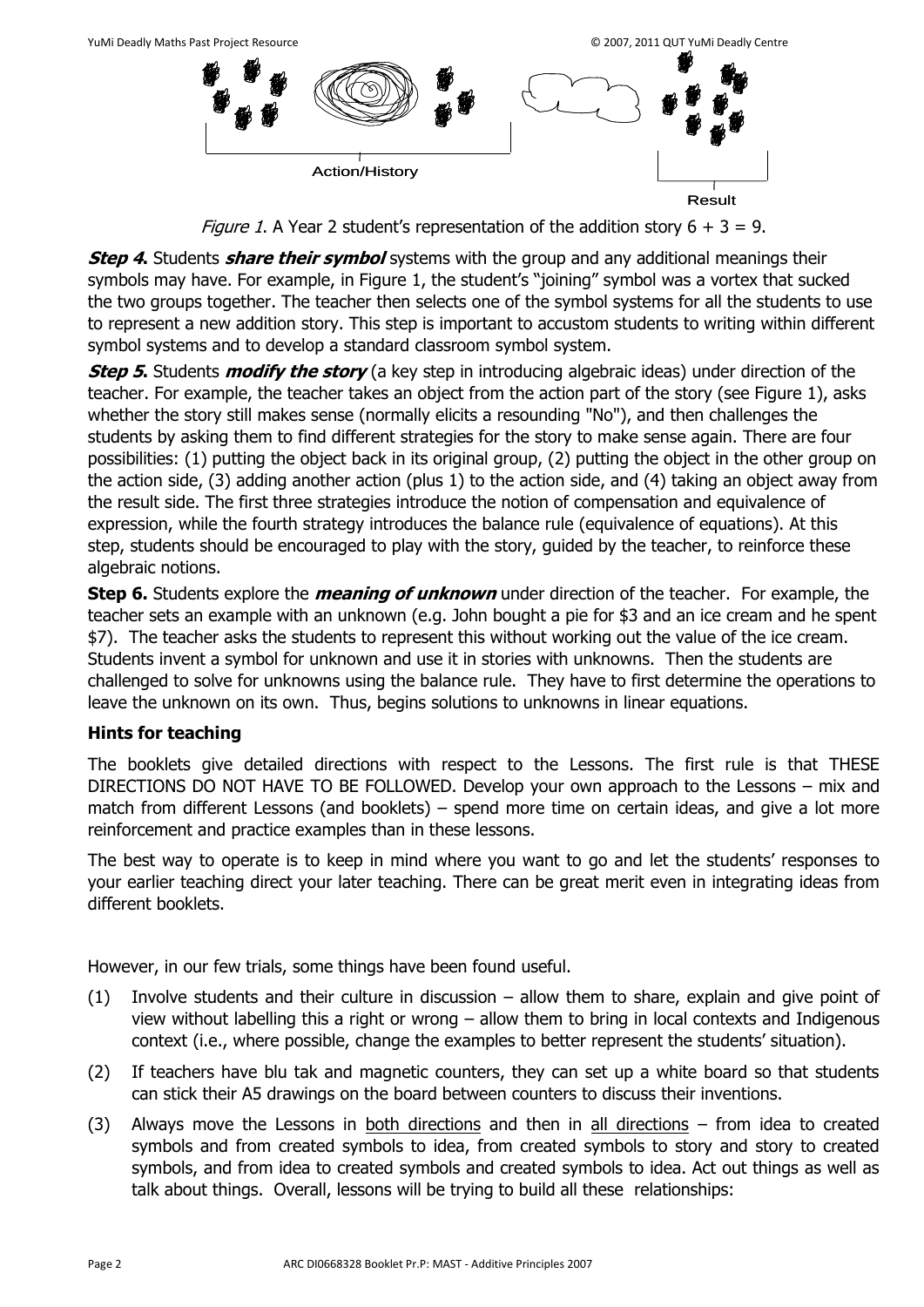Action/History

Result

*Figure 1*. A Year 2 student's representation of the addition story $6 + 3 = 9$.

***Step 4.*** Students ***share their symbol*** systems with the group and any additional meanings their symbols may have. For example, in Figure 1, the student's "joining" symbol was a vortex that sucked the two groups together. The teacher then selects one of the symbol systems for all the students to use to represent a new addition story. This step is important to accustom students to writing within different symbol systems and to develop a standard classroom symbol system.

***Step 5.*** Students ***modify the story*** (a key step in introducing algebraic ideas) under direction of the teacher. For example, the teacher takes an object from the action part of the story (see Figure 1), asks whether the story still makes sense (normally elicits a resounding "No"), and then challenges the students by asking them to find different strategies for the story to make sense again. There are four possibilities: (1) putting the object back in its original group, (2) putting the object in the other group on the action side, (3) adding another action (plus 1) to the action side, and (4) taking an object away from the result side. The first three strategies introduce the notion of compensation and equivalence of expression, while the fourth strategy introduces the balance rule (equivalence of equations). At this step, students should be encouraged to play with the story, guided by the teacher, to reinforce these algebraic notions.

**Step 6.** Students explore the ***meaning of unknown*** under direction of the teacher. For example, the teacher sets an example with an unknown (e.g. John bought a pie for \$3 and an ice cream and he spent \$7). The teacher asks the students to represent this without working out the value of the ice cream. Students invent a symbol for unknown and use it in stories with unknowns. Then the students are challenged to solve for unknowns using the balance rule. They have to first determine the operations to leave the unknown on its own. Thus, begins solutions to unknowns in linear equations.

### Hints for teaching

The booklets give detailed directions with respect to the Lessons. The first rule is that THESE DIRECTIONS DO NOT HAVE TO BE FOLLOWED. Develop your own approach to the Lessons – mix and match from different Lessons (and booklets) – spend more time on certain ideas, and give a lot more reinforcement and practice examples than in these lessons.

The best way to operate is to keep in mind where you want to go and let the students' responses to your earlier teaching direct your later teaching. There can be great merit even in integrating ideas from different booklets.

However, in our few trials, some things have been found useful.

(1) Involve students and their culture in discussion – allow them to share, explain and give point of view without labelling this a right or wrong – allow them to bring in local contexts and Indigenous context (i.e., where possible, change the examples to better represent the students' situation).

(2) If teachers have blu tak and magnetic counters, they can set up a white board so that students can stick their A5 drawings on the board between counters to discuss their inventions.

(3) Always move the Lessons in <u>both directions</u> and then in <u>all directions</u> – from idea to created symbols and from created symbols to idea, from created symbols to story and story to created symbols, and from idea to created symbols and created symbols to idea. Act out things as well as talk about things. Overall, lessons will be trying to build all these relationships: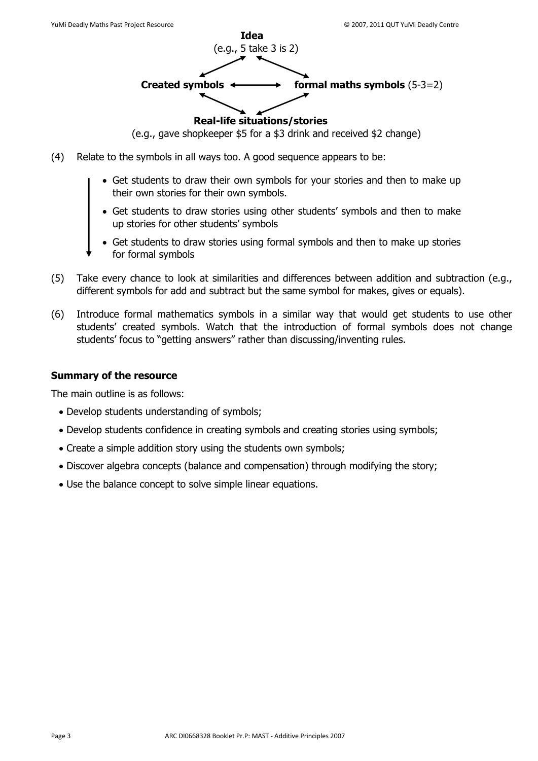**Idea**
(e.g., 5 take 3 is 2)

**Created symbols** ⟷ **formal maths symbols** (5-3=2)

**Real-life situations/stories**
(e.g., gave shopkeeper $5 for a $3 drink and received $2 change)

(4) Relate to the symbols in all ways too. A good sequence appears to be:

- Get students to draw their own symbols for your stories and then to make up their own stories for their own symbols.
- Get students to draw stories using other students' symbols and then to make up stories for other students' symbols
- Get students to draw stories using formal symbols and then to make up stories for formal symbols

(5) Take every chance to look at similarities and differences between addition and subtraction (e.g., different symbols for add and subtract but the same symbol for makes, gives or equals).

(6) Introduce formal mathematics symbols in a similar way that would get students to use other students' created symbols. Watch that the introduction of formal symbols does not change students' focus to "getting answers" rather than discussing/inventing rules.

### Summary of the resource

The main outline is as follows:

- Develop students understanding of symbols;
- Develop students confidence in creating symbols and creating stories using symbols;
- Create a simple addition story using the students own symbols;
- Discover algebra concepts (balance and compensation) through modifying the story;
- Use the balance concept to solve simple linear equations.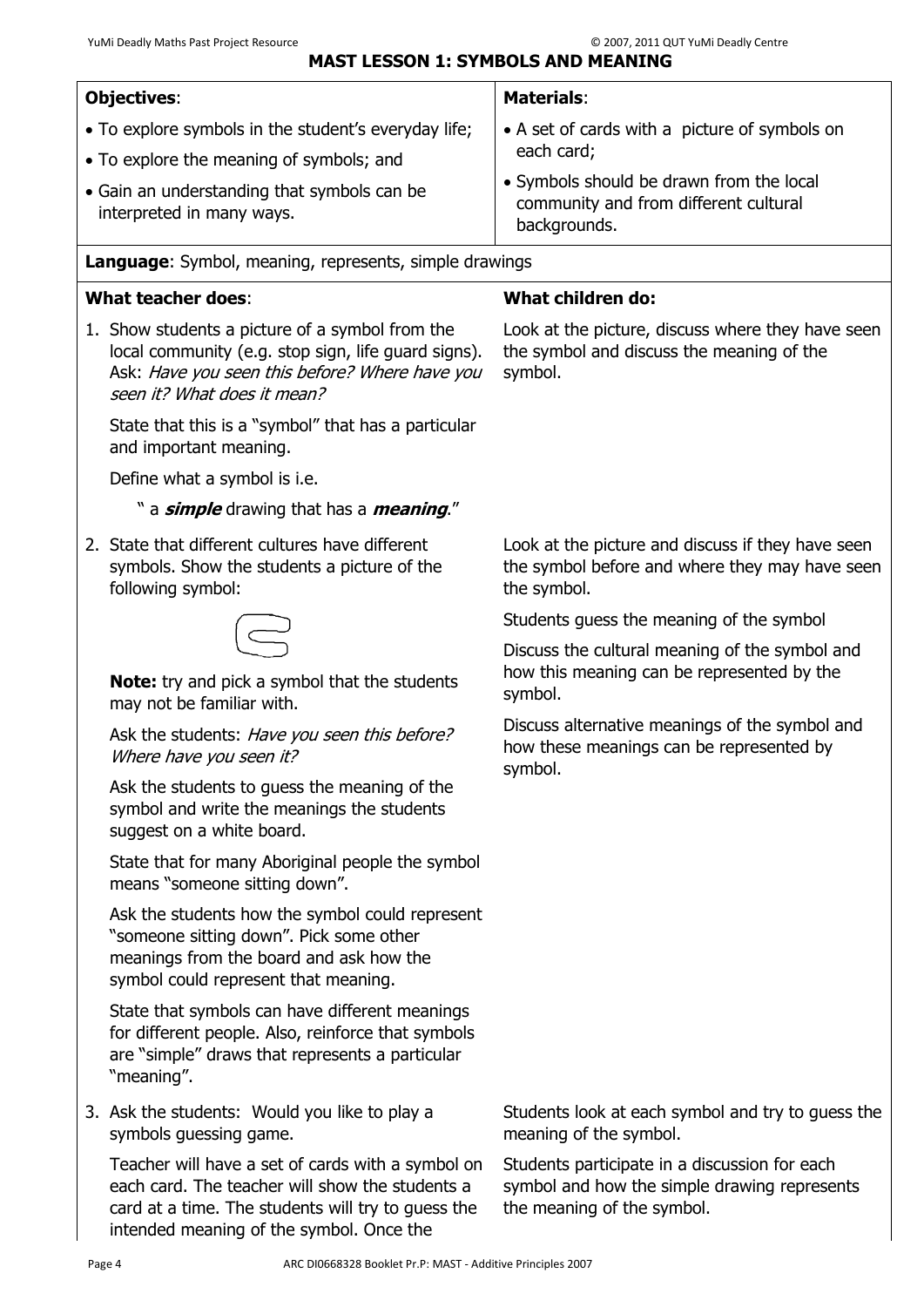## MAST LESSON 1: SYMBOLS AND MEANING

| **Objectives**: | **Materials**: |
|---|---|
| • To explore symbols in the student's everyday life;<br>• To explore the meaning of symbols; and<br>• Gain an understanding that symbols can be interpreted in many ways. | • A set of cards with a picture of symbols on each card;<br>• Symbols should be drawn from the local community and from different cultural backgrounds. |

**Language**: Symbol, meaning, represents, simple drawings

| **What teacher does**: | **What children do:** |
|---|---|
| 1. Show students a picture of a symbol from the local community (e.g. stop sign, life guard signs). Ask: *Have you seen this before? Where have you seen it? What does it mean?*<br><br>State that this is a "symbol" that has a particular and important meaning.<br><br>Define what a symbol is i.e.<br><br>" a ***simple*** drawing that has a ***meaning***." | Look at the picture, discuss where they have seen the symbol and discuss the meaning of the symbol. |
| 2. State that different cultures have different symbols. Show the students a picture of the following symbol:<br><br>**Note:** try and pick a symbol that the students may not be familiar with.<br><br>Ask the students: *Have you seen this before? Where have you seen it?*<br><br>Ask the students to guess the meaning of the symbol and write the meanings the students suggest on a white board.<br><br>State that for many Aboriginal people the symbol means "someone sitting down".<br><br>Ask the students how the symbol could represent "someone sitting down". Pick some other meanings from the board and ask how the symbol could represent that meaning.<br><br>State that symbols can have different meanings for different people. Also, reinforce that symbols are "simple" draws that represents a particular "meaning". | Look at the picture and discuss if they have seen the symbol before and where they may have seen the symbol.<br><br>Students guess the meaning of the symbol<br><br>Discuss the cultural meaning of the symbol and how this meaning can be represented by the symbol.<br><br>Discuss alternative meanings of the symbol and how these meanings can be represented by symbol. |
| 3. Ask the students: Would you like to play a symbols guessing game.<br><br>Teacher will have a set of cards with a symbol on each card. The teacher will show the students a card at a time. The students will try to guess the intended meaning of the symbol. Once the | Students look at each symbol and try to guess the meaning of the symbol.<br><br>Students participate in a discussion for each symbol and how the simple drawing represents the meaning of the symbol. |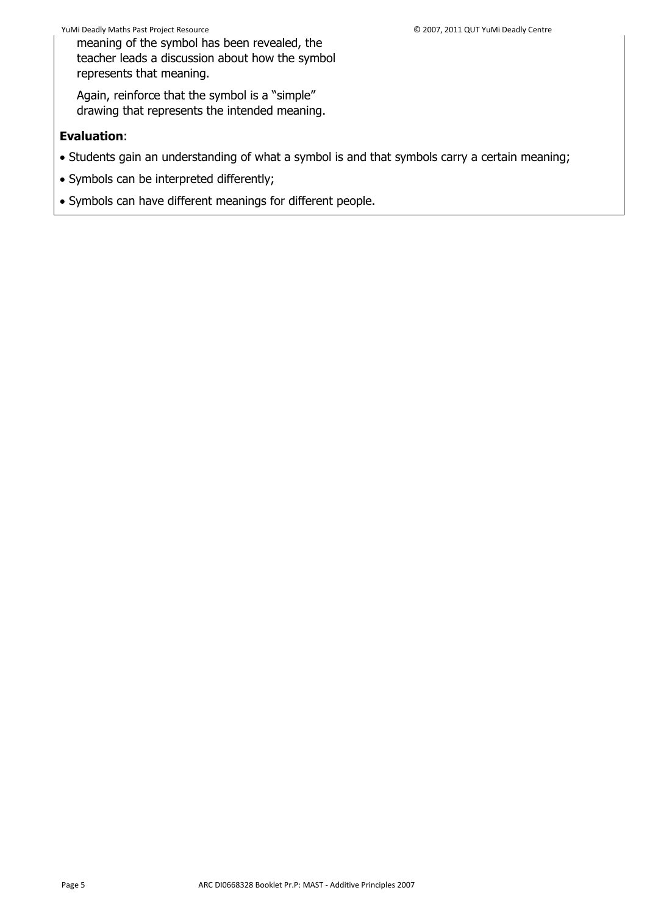meaning of the symbol has been revealed, the teacher leads a discussion about how the symbol represents that meaning.

Again, reinforce that the symbol is a "simple" drawing that represents the intended meaning.

**Evaluation**:

- Students gain an understanding of what a symbol is and that symbols carry a certain meaning;
- Symbols can be interpreted differently;
- Symbols can have different meanings for different people.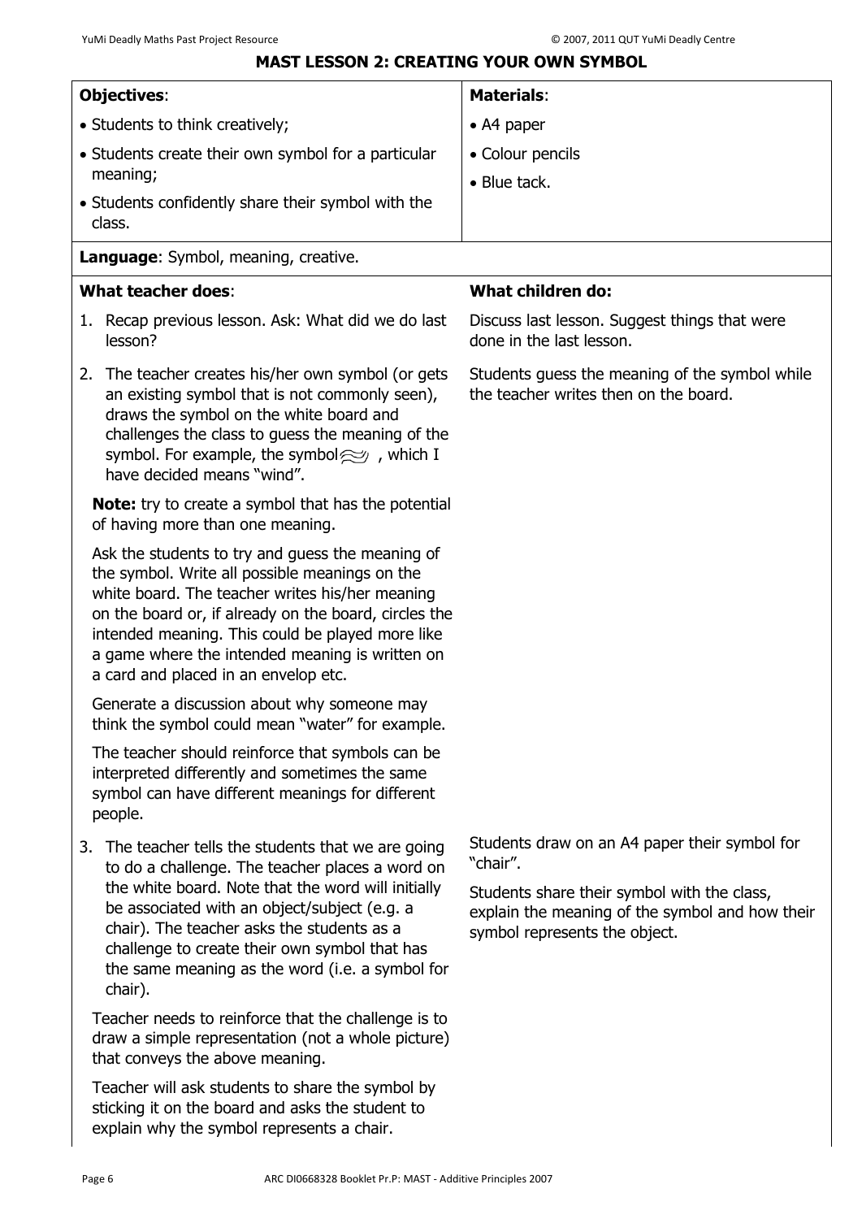## MAST LESSON 2: CREATING YOUR OWN SYMBOL

| **Objectives**: | **Materials**: |
|---|---|
| • Students to think creatively;<br>• Students create their own symbol for a particular meaning;<br>• Students confidently share their symbol with the class. | • A4 paper<br>• Colour pencils<br>• Blue tack. |

**Language**: Symbol, meaning, creative.

| **What teacher does**: | **What children do:** |
|---|---|
| 1. Recap previous lesson. Ask: What did we do last lesson? | Discuss last lesson. Suggest things that were done in the last lesson. |
| 2. The teacher creates his/her own symbol (or gets an existing symbol that is not commonly seen), draws the symbol on the white board and challenges the class to guess the meaning of the symbol. For example, the symbol ≋ , which I have decided means "wind".<br><br>**Note:** try to create a symbol that has the potential of having more than one meaning.<br><br>Ask the students to try and guess the meaning of the symbol. Write all possible meanings on the white board. The teacher writes his/her meaning on the board or, if already on the board, circles the intended meaning. This could be played more like a game where the intended meaning is written on a card and placed in an envelop etc.<br><br>Generate a discussion about why someone may think the symbol could mean "water" for example.<br><br>The teacher should reinforce that symbols can be interpreted differently and sometimes the same symbol can have different meanings for different people. | Students guess the meaning of the symbol while the teacher writes then on the board. |
| 3. The teacher tells the students that we are going to do a challenge. The teacher places a word on the white board. Note that the word will initially be associated with an object/subject (e.g. a chair). The teacher asks the students as a challenge to create their own symbol that has the same meaning as the word (i.e. a symbol for chair).<br><br>Teacher needs to reinforce that the challenge is to draw a simple representation (not a whole picture) that conveys the above meaning.<br><br>Teacher will ask students to share the symbol by sticking it on the board and asks the student to explain why the symbol represents a chair. | Students draw on an A4 paper their symbol for "chair".<br><br>Students share their symbol with the class, explain the meaning of the symbol and how their symbol represents the object. |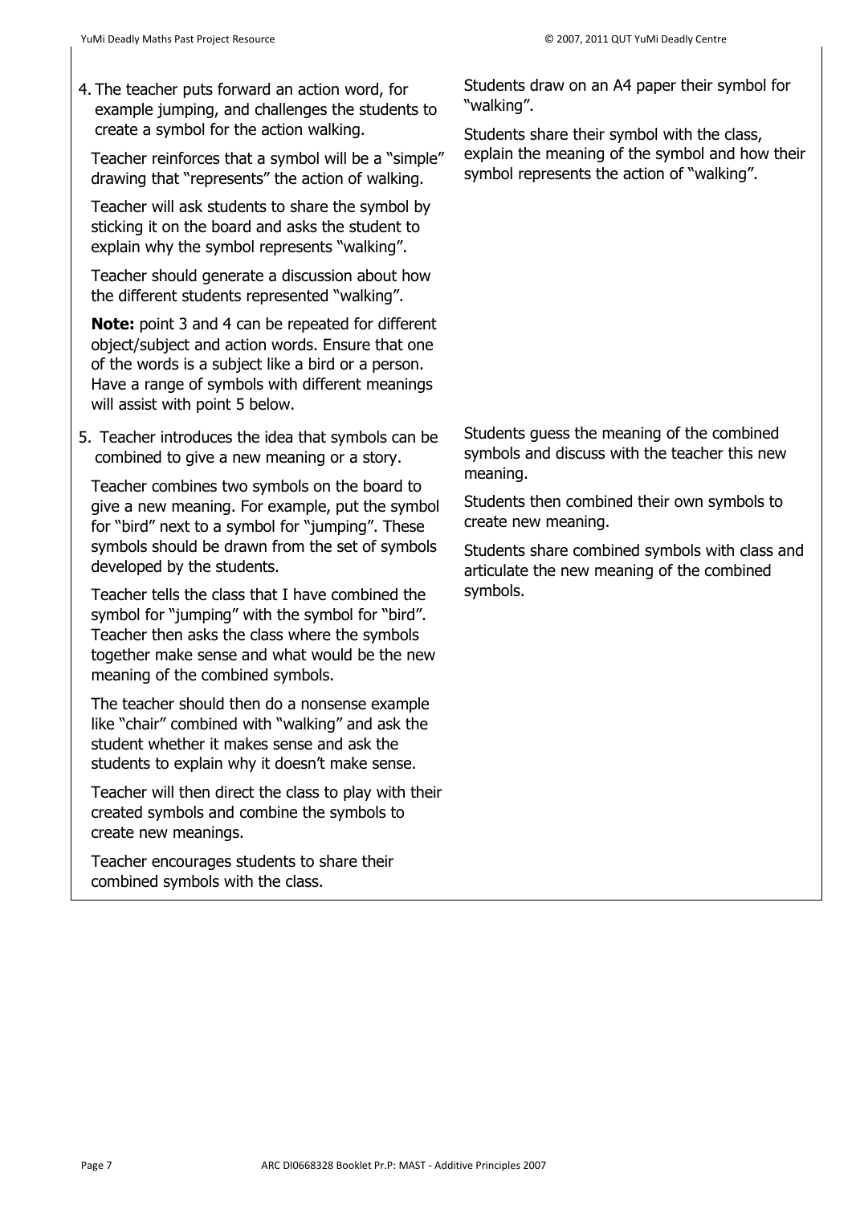| | |
|---|---|
| 4. The teacher puts forward an action word, for example jumping, and challenges the students to create a symbol for the action walking.<br><br>Teacher reinforces that a symbol will be a "simple" drawing that "represents" the action of walking.<br><br>Teacher will ask students to share the symbol by sticking it on the board and asks the student to explain why the symbol represents "walking".<br><br>Teacher should generate a discussion about how the different students represented "walking".<br><br>**Note:** point 3 and 4 can be repeated for different object/subject and action words. Ensure that one of the words is a subject like a bird or a person. Have a range of symbols with different meanings will assist with point 5 below. | Students draw on an A4 paper their symbol for "walking".<br><br>Students share their symbol with the class, explain the meaning of the symbol and how their symbol represents the action of "walking". |
| 5. Teacher introduces the idea that symbols can be combined to give a new meaning or a story.<br><br>Teacher combines two symbols on the board to give a new meaning. For example, put the symbol for "bird" next to a symbol for "jumping". These symbols should be drawn from the set of symbols developed by the students.<br><br>Teacher tells the class that I have combined the symbol for "jumping" with the symbol for "bird". Teacher then asks the class where the symbols together make sense and what would be the new meaning of the combined symbols.<br><br>The teacher should then do a nonsense example like "chair" combined with "walking" and ask the student whether it makes sense and ask the students to explain why it doesn't make sense.<br><br>Teacher will then direct the class to play with their created symbols and combine the symbols to create new meanings.<br><br>Teacher encourages students to share their combined symbols with the class. | Students guess the meaning of the combined symbols and discuss with the teacher this new meaning.<br><br>Students then combined their own symbols to create new meaning.<br><br>Students share combined symbols with class and articulate the new meaning of the combined symbols. |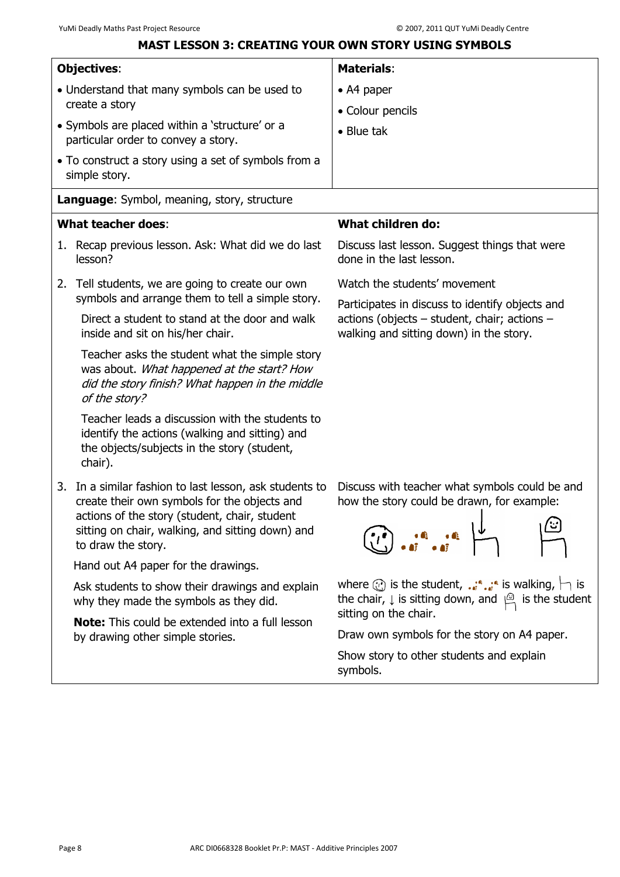# MAST LESSON 3: CREATING YOUR OWN STORY USING SYMBOLS

| **Objectives**: | **Materials**: |
|---|---|
| • Understand that many symbols can be used to create a story<br>• Symbols are placed within a 'structure' or a particular order to convey a story.<br>• To construct a story using a set of symbols from a simple story. | • A4 paper<br>• Colour pencils<br>• Blue tak |
| **Language**: Symbol, meaning, story, structure | |
| **What teacher does**: | **What children do:** |
| 1. Recap previous lesson. Ask: What did we do last lesson? | Discuss last lesson. Suggest things that were done in the last lesson. |
| 2. Tell students, we are going to create our own symbols and arrange them to tell a simple story.<br><br>Direct a student to stand at the door and walk inside and sit on his/her chair.<br><br>Teacher asks the student what the simple story was about. *What happened at the start? How did the story finish? What happen in the middle of the story?*<br><br>Teacher leads a discussion with the students to identify the actions (walking and sitting) and the objects/subjects in the story (student, chair). | Watch the students' movement<br><br>Participates in discuss to identify objects and actions (objects – student, chair; actions – walking and sitting down) in the story. |
| 3. In a similar fashion to last lesson, ask students to create their own symbols for the objects and actions of the story (student, chair, student sitting on chair, walking, and sitting down) and to draw the story.<br><br>Hand out A4 paper for the drawings.<br><br>Ask students to show their drawings and explain why they made the symbols as they did.<br><br>**Note:** This could be extended into a full lesson by drawing other simple stories. | Discuss with teacher what symbols could be and how the story could be drawn, for example:<br><br>where [face] is the student, [footprints] is walking, [chair] is the chair, ↓ is sitting down, and [student on chair] is the student sitting on the chair.<br><br>Draw own symbols for the story on A4 paper.<br><br>Show story to other students and explain symbols. |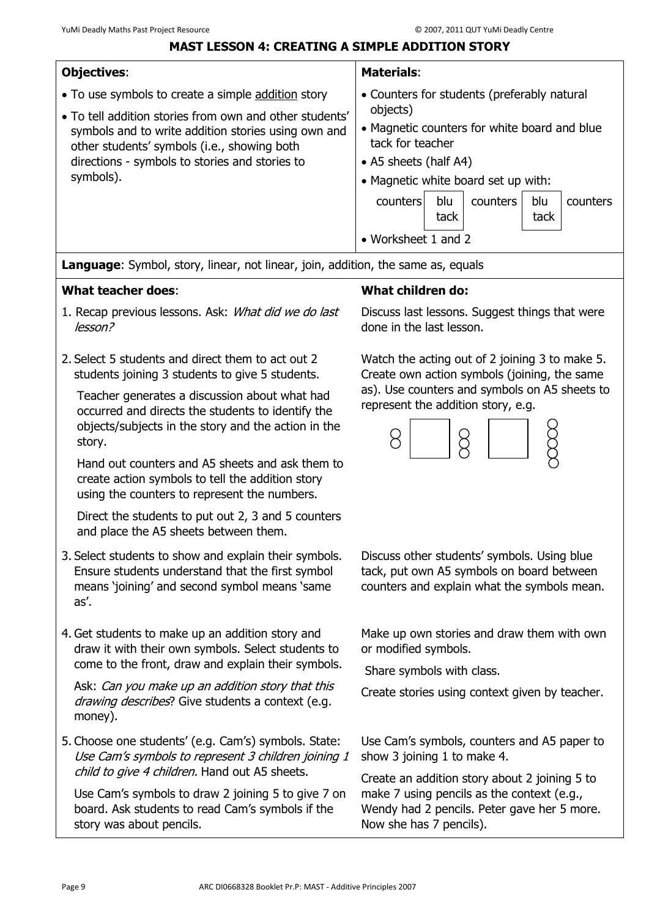## MAST LESSON 4: CREATING A SIMPLE ADDITION STORY

| **Objectives**: | **Materials**: |
|---|---|
| • To use symbols to create a simple addition story<br>• To tell addition stories from own and other students' symbols and to write addition stories using own and other students' symbols (i.e., showing both directions - symbols to stories and stories to symbols). | • Counters for students (preferably natural objects)<br>• Magnetic counters for white board and blue tack for teacher<br>• A5 sheets (half A4)<br>• Magnetic white board set up with: counters [blu tack] counters [blu tack] counters<br>• Worksheet 1 and 2 |

**Language**: Symbol, story, linear, not linear, join, addition, the same as, equals

| **What teacher does**: | **What children do:** |
|---|---|
| 1. Recap previous lessons. Ask: *What did we do last lesson?* | Discuss last lessons. Suggest things that were done in the last lesson. |
| 2. Select 5 students and direct them to act out 2 students joining 3 students to give 5 students.<br><br>Teacher generates a discussion about what had occurred and directs the students to identify the objects/subjects in the story and the action in the story.<br><br>Hand out counters and A5 sheets and ask them to create action symbols to tell the addition story using the counters to represent the numbers.<br><br>Direct the students to put out 2, 3 and 5 counters and place the A5 sheets between them. | Watch the acting out of 2 joining 3 to make 5. Create own action symbols (joining, the same as). Use counters and symbols on A5 sheets to represent the addition story, e.g.<br><br>○○ [ ] ○○○ [ ] ○○○○○ |
| 3. Select students to show and explain their symbols. Ensure students understand that the first symbol means 'joining' and second symbol means 'same as'. | Discuss other students' symbols. Using blue tack, put own A5 symbols on board between counters and explain what the symbols mean. |
| 4. Get students to make up an addition story and draw it with their own symbols. Select students to come to the front, draw and explain their symbols.<br><br>Ask: *Can you make up an addition story that this drawing describes*? Give students a context (e.g. money). | Make up own stories and draw them with own or modified symbols.<br><br>Share symbols with class.<br><br>Create stories using context given by teacher. |
| 5. Choose one students' (e.g. Cam's) symbols. State: *Use Cam's symbols to represent 3 children joining 1 child to give 4 children.* Hand out A5 sheets.<br><br>Use Cam's symbols to draw 2 joining 5 to give 7 on board. Ask students to read Cam's symbols if the story was about pencils. | Use Cam's symbols, counters and A5 paper to show 3 joining 1 to make 4.<br><br>Create an addition story about 2 joining 5 to make 7 using pencils as the context (e.g., Wendy had 2 pencils. Peter gave her 5 more. Now she has 7 pencils). |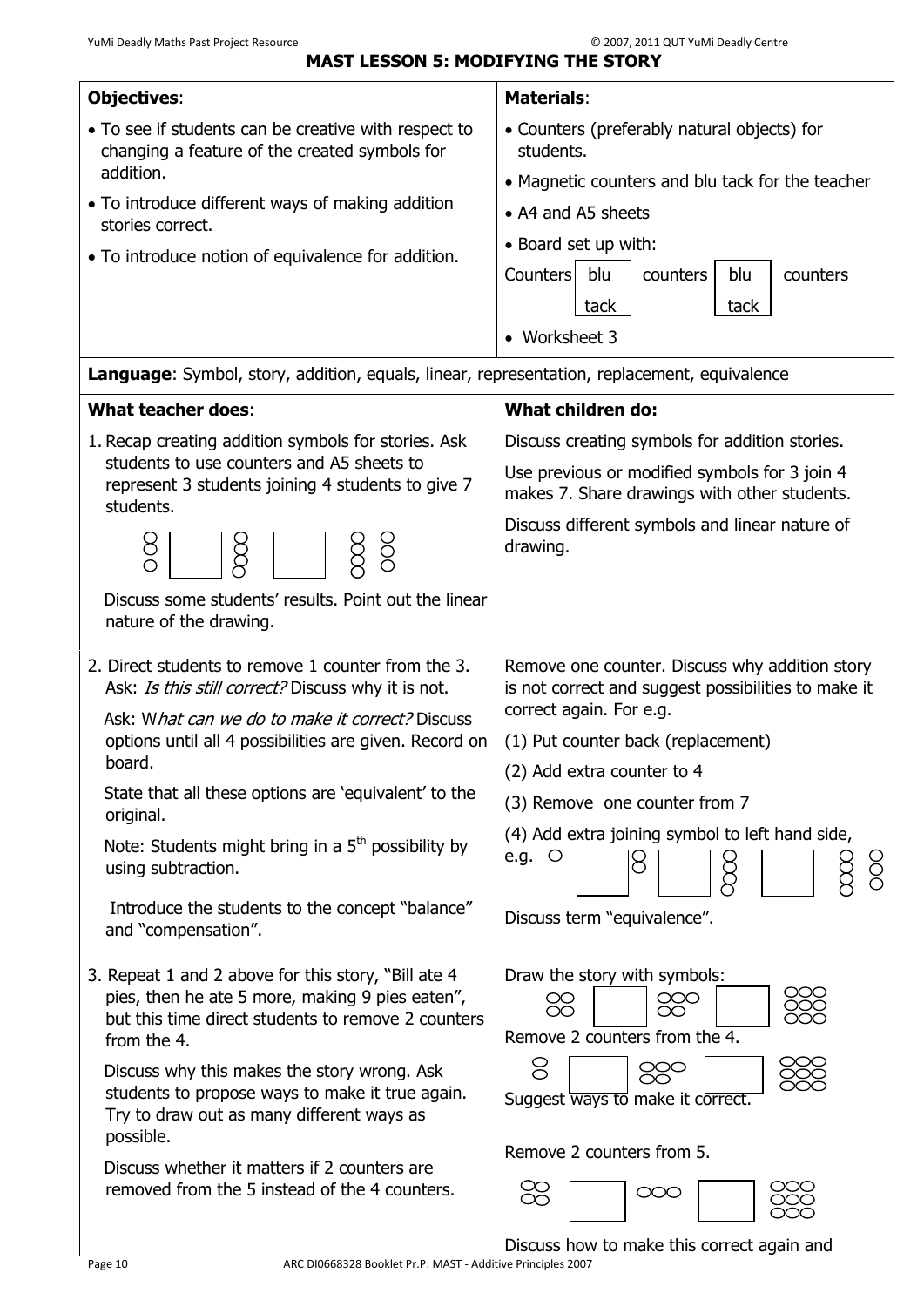# MAST LESSON 5: MODIFYING THE STORY

| **Objectives**: | **Materials**: |
|---|---|
| • To see if students can be creative with respect to changing a feature of the created symbols for addition. <br> • To introduce different ways of making addition stories correct. <br> • To introduce notion of equivalence for addition. | • Counters (preferably natural objects) for students. <br> • Magnetic counters and blu tack for the teacher <br> • A4 and A5 sheets <br> • Board set up with: Counters [blu tack] counters [blu tack] counters <br> • Worksheet 3 |

**Language**: Symbol, story, addition, equals, linear, representation, replacement, equivalence

| **What teacher does**: | **What children do:** |
|---|---|
| 1. Recap creating addition symbols for stories. Ask students to use counters and A5 sheets to represent 3 students joining 4 students to give 7 students. <br> [3 counters] [box] [4 counters] [box] [7 counters] <br> Discuss some students' results. Point out the linear nature of the drawing. | Discuss creating symbols for addition stories. <br> Use previous or modified symbols for 3 join 4 makes 7. Share drawings with other students. <br> Discuss different symbols and linear nature of drawing. |
| 2. Direct students to remove 1 counter from the 3. Ask: *Is this still correct?* Discuss why it is not. <br> Ask: W*hat can we do to make it correct?* Discuss options until all 4 possibilities are given. Record on board. <br> State that all these options are 'equivalent' to the original. <br> Note: Students might bring in a 5th possibility by using subtraction. <br> Introduce the students to the concept "balance" and "compensation". | Remove one counter. Discuss why addition story is not correct and suggest possibilities to make it correct again. For e.g. <br> (1) Put counter back (replacement) <br> (2) Add extra counter to 4 <br> (3) Remove one counter from 7 <br> (4) Add extra joining symbol to left hand side, e.g. [1 counter] [box] [2 counters] [box] [4 counters] [box] [7 counters] <br> Discuss term "equivalence". |
| 3. Repeat 1 and 2 above for this story, "Bill ate 4 pies, then he ate 5 more, making 9 pies eaten", but this time direct students to remove 2 counters from the 4. <br> Discuss why this makes the story wrong. Ask students to propose ways to make it true again. Try to draw out as many different ways as possible. <br> Discuss whether it matters if 2 counters are removed from the 5 instead of the 4 counters. | Draw the story with symbols: <br> [4 counters] [box] [5 counters] [box] [9 counters] <br> Remove 2 counters from the 4. <br> [2 counters] [box] [5 counters] [box] [9 counters] <br> Suggest ways to make it correct. <br> Remove 2 counters from 5. <br> [4 counters] [box] [3 counters] [box] [9 counters] <br> Discuss how to make this correct again and |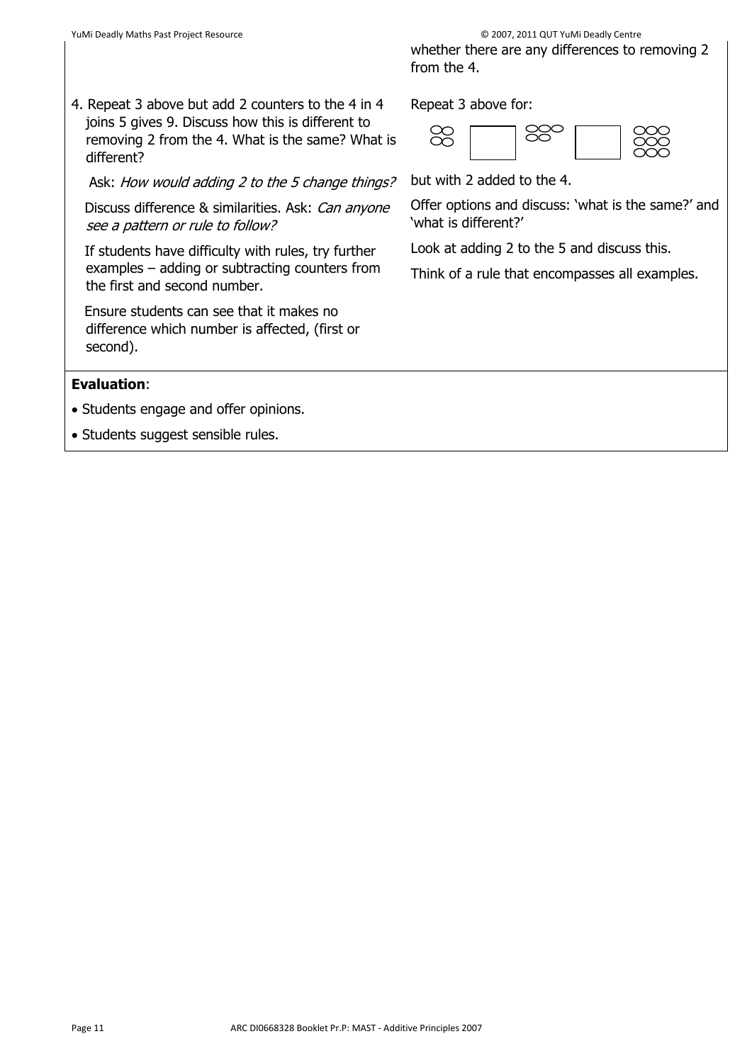whether there are any differences to removing 2 from the 4.

4. Repeat 3 above but add 2 counters to the 4 in 4 joins 5 gives 9. Discuss how this is different to removing 2 from the 4. What is the same? What is different?

   Ask: *How would adding 2 to the 5 change things?*

   Discuss difference & similarities. Ask: *Can anyone see a pattern or rule to follow?*

   If students have difficulty with rules, try further examples – adding or subtracting counters from the first and second number.

   Ensure students can see that it makes no difference which number is affected, (first or second).

Repeat 3 above for:

but with 2 added to the 4.

Offer options and discuss: 'what is the same?' and 'what is different?'

Look at adding 2 to the 5 and discuss this.

Think of a rule that encompasses all examples.

**Evaluation**:

- Students engage and offer opinions.
- Students suggest sensible rules.